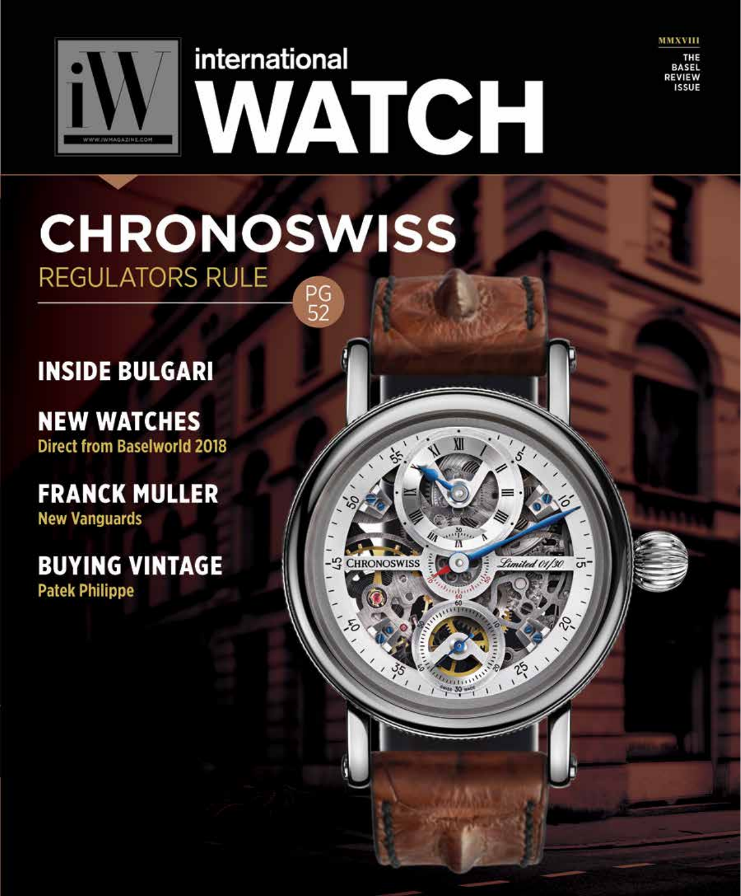# international WATCH

MMXVIII

THE BASEL REVIEW ISSUE

## CHRONOSWISS

REGULATORS RULE

PG 52

## INSIDE BULGARI

## NEW WATCHES

**Direct from Baselworld 2018**

## FRANCK MULLER

**New Vanguards**

## BUYING VINTAGE

**Patek Philippe**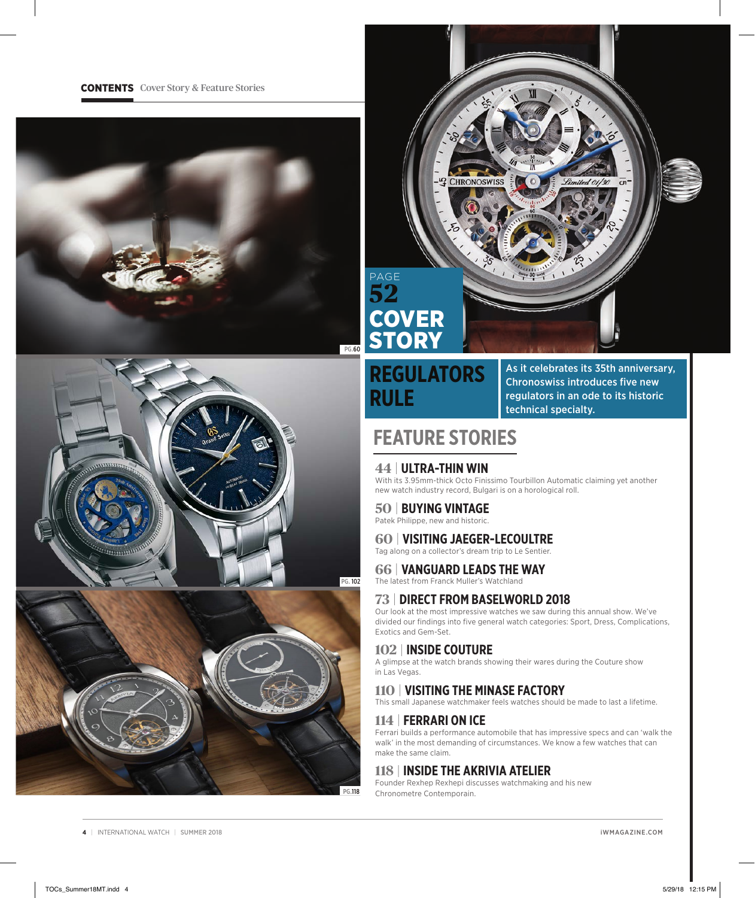**CONTENTS** Cover Story & Feature Stories

PG.60

PG. 102

PG.118

PAGE
**52**
**COVER STORY**

## REGULATORS RULE

As it celebrates its 35th anniversary, Chronoswiss introduces five new regulators in an ode to its historic technical specialty.

## FEATURE STORIES

### 44 | ULTRA-THIN WIN
With its 3.95mm-thick Octo Finissimo Tourbillon Automatic claiming yet another new watch industry record, Bulgari is on a horological roll.

### 50 | BUYING VINTAGE
Patek Philippe, new and historic.

### 60 | VISITING JAEGER-LECOULTRE
Tag along on a collector's dream trip to Le Sentier.

### 66 | VANGUARD LEADS THE WAY
The latest from Franck Muller's Watchland

### 73 | DIRECT FROM BASELWORLD 2018
Our look at the most impressive watches we saw during this annual show. We've divided our findings into five general watch categories: Sport, Dress, Complications, Exotics and Gem-Set.

### 102 | INSIDE COUTURE
A glimpse at the watch brands showing their wares during the Couture show in Las Vegas.

### 110 | VISITING THE MINASE FACTORY
This small Japanese watchmaker feels watches should be made to last a lifetime.

### 114 | FERRARI ON ICE
Ferrari builds a performance automobile that has impressive specs and can 'walk the walk' in the most demanding of circumstances. We know a few watches that can make the same claim.

### 118 | INSIDE THE AKRIVIA ATELIER
Founder Rexhep Rexhepi discusses watchmaking and his new Chronometre Contemporain.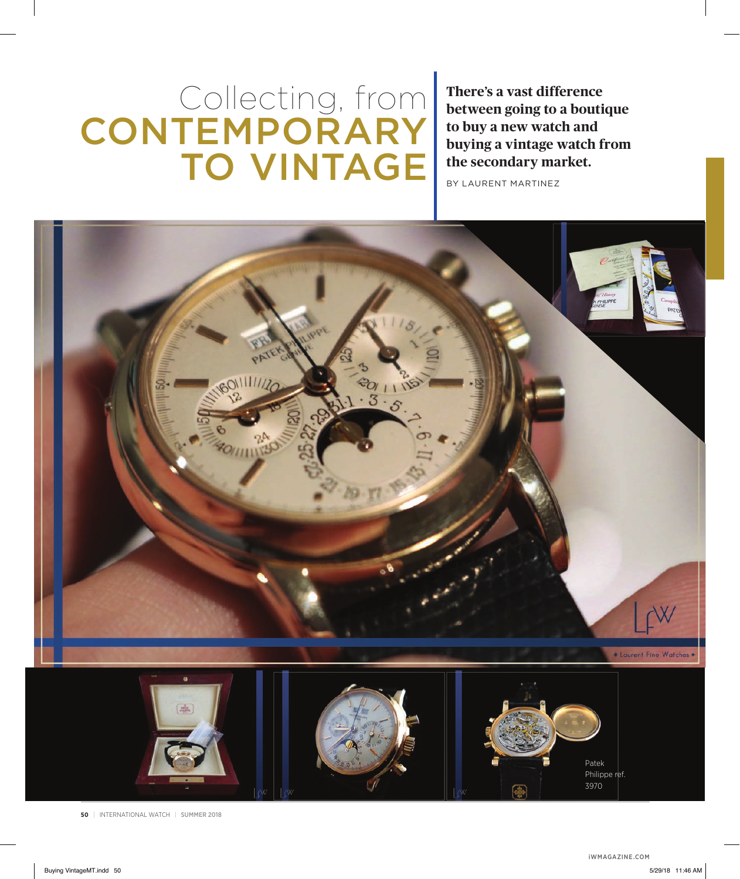# Collecting, from CONTEMPORARY TO VINTAGE

**There's a vast difference between going to a boutique to buy a new watch and buying a vintage watch from the secondary market.**

BY LAURENT MARTINEZ

Patek Philippe ref. 3970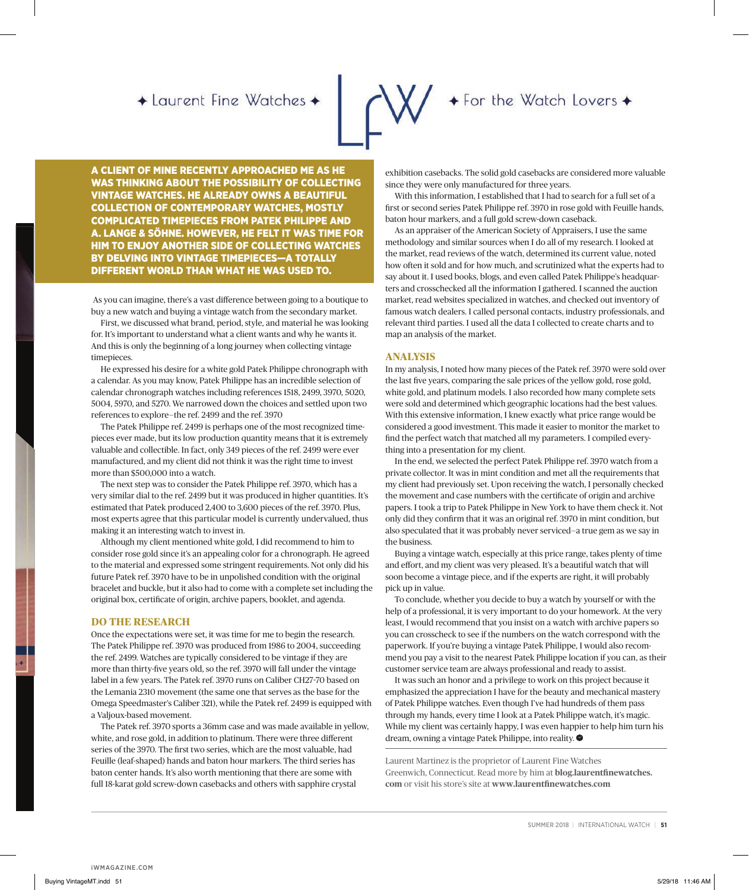✦ Laurent Fine Watches ✦ LFW ✦ For the Watch Lovers ✦

**A CLIENT OF MINE RECENTLY APPROACHED ME AS HE WAS THINKING ABOUT THE POSSIBILITY OF COLLECTING VINTAGE WATCHES. HE ALREADY OWNS A BEAUTIFUL COLLECTION OF CONTEMPORARY WATCHES, MOSTLY COMPLICATED TIMEPIECES FROM PATEK PHILIPPE AND A. LANGE & SÖHNE. HOWEVER, HE FELT IT WAS TIME FOR HIM TO ENJOY ANOTHER SIDE OF COLLECTING WATCHES BY DELVING INTO VINTAGE TIMEPIECES—A TOTALLY DIFFERENT WORLD THAN WHAT HE WAS USED TO.**

As you can imagine, there's a vast difference between going to a boutique to buy a new watch and buying a vintage watch from the secondary market.

First, we discussed what brand, period, style, and material he was looking for. It's important to understand what a client wants and why he wants it. And this is only the beginning of a long journey when collecting vintage timepieces.

He expressed his desire for a white gold Patek Philippe chronograph with a calendar. As you may know, Patek Philippe has an incredible selection of calendar chronograph watches including references 1518, 2499, 3970, 5020, 5004, 5970, and 5270. We narrowed down the choices and settled upon two references to explore–the ref. 2499 and the ref. 3970

The Patek Philippe ref. 2499 is perhaps one of the most recognized timepieces ever made, but its low production quantity means that it is extremely valuable and collectible. In fact, only 349 pieces of the ref. 2499 were ever manufactured, and my client did not think it was the right time to invest more than $500,000 into a watch.

The next step was to consider the Patek Philippe ref. 3970, which has a very similar dial to the ref. 2499 but it was produced in higher quantities. It's estimated that Patek produced 2,400 to 3,600 pieces of the ref. 3970. Plus, most experts agree that this particular model is currently undervalued, thus making it an interesting watch to invest in.

Although my client mentioned white gold, I did recommend to him to consider rose gold since it's an appealing color for a chronograph. He agreed to the material and expressed some stringent requirements. Not only did his future Patek ref. 3970 have to be in unpolished condition with the original bracelet and buckle, but it also had to come with a complete set including the original box, certificate of origin, archive papers, booklet, and agenda.

## DO THE RESEARCH

Once the expectations were set, it was time for me to begin the research. The Patek Philippe ref. 3970 was produced from 1986 to 2004, succeeding the ref. 2499. Watches are typically considered to be vintage if they are more than thirty-five years old, so the ref. 3970 will fall under the vintage label in a few years. The Patek ref. 3970 runs on Caliber CH27-70 based on the Lemania 2310 movement (the same one that serves as the base for the Omega Speedmaster's Caliber 321), while the Patek ref. 2499 is equipped with a Valjoux-based movement.

The Patek ref. 3970 sports a 36mm case and was made available in yellow, white, and rose gold, in addition to platinum. There were three different series of the 3970. The first two series, which are the most valuable, had Feuille (leaf-shaped) hands and baton hour markers. The third series has baton center hands. It's also worth mentioning that there are some with full 18-karat gold screw-down casebacks and others with sapphire crystal exhibition casebacks. The solid gold casebacks are considered more valuable since they were only manufactured for three years.

With this information, I established that I had to search for a full set of a first or second series Patek Philippe ref. 3970 in rose gold with Feuille hands, baton hour markers, and a full gold screw-down caseback.

As an appraiser of the American Society of Appraisers, I use the same methodology and similar sources when I do all of my research. I looked at the market, read reviews of the watch, determined its current value, noted how often it sold and for how much, and scrutinized what the experts had to say about it. I used books, blogs, and even called Patek Philippe's headquarters and crosschecked all the information I gathered. I scanned the auction market, read websites specialized in watches, and checked out inventory of famous watch dealers. I called personal contacts, industry professionals, and relevant third parties. I used all the data I collected to create charts and to map an analysis of the market.

## ANALYSIS

In my analysis, I noted how many pieces of the Patek ref. 3970 were sold over the last five years, comparing the sale prices of the yellow gold, rose gold, white gold, and platinum models. I also recorded how many complete sets were sold and determined which geographic locations had the best values. With this extensive information, I knew exactly what price range would be considered a good investment. This made it easier to monitor the market to find the perfect watch that matched all my parameters. I compiled everything into a presentation for my client.

In the end, we selected the perfect Patek Philippe ref. 3970 watch from a private collector. It was in mint condition and met all the requirements that my client had previously set. Upon receiving the watch, I personally checked the movement and case numbers with the certificate of origin and archive papers. I took a trip to Patek Philippe in New York to have them check it. Not only did they confirm that it was an original ref. 3970 in mint condition, but also speculated that it was probably never serviced–a true gem as we say in the business.

Buying a vintage watch, especially at this price range, takes plenty of time and effort, and my client was very pleased. It's a beautiful watch that will soon become a vintage piece, and if the experts are right, it will probably pick up in value.

To conclude, whether you decide to buy a watch by yourself or with the help of a professional, it is very important to do your homework. At the very least, I would recommend that you insist on a watch with archive papers so you can crosscheck to see if the numbers on the watch correspond with the paperwork. If you're buying a vintage Patek Philippe, I would also recommend you pay a visit to the nearest Patek Philippe location if you can, as their customer service team are always professional and ready to assist.

It was such an honor and a privilege to work on this project because it emphasized the appreciation I have for the beauty and mechanical mastery of Patek Philippe watches. Even though I've had hundreds of them pass through my hands, every time I look at a Patek Philippe watch, it's magic. While my client was certainly happy, I was even happier to help him turn his dream, owning a vintage Patek Philippe, into reality.

---

Laurent Martinez is the proprietor of Laurent Fine Watches Greenwich, Connecticut. Read more by him at **blog.laurentfinewatches.com** or visit his store's site at **www.laurentfinewatches.com**